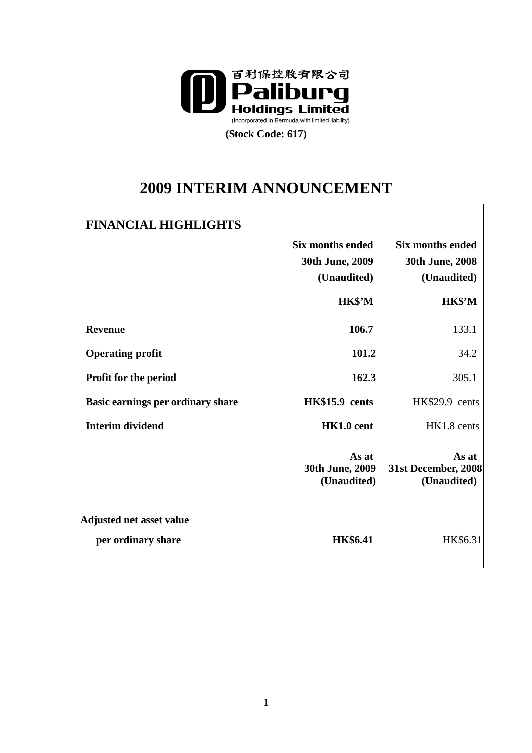百利保控股有限公司

**Paliburg Holdings Limited**

(Incorporated in Bermuda with limited liability)

**(Stock Code: 617)**

# 2009 INTERIM ANNOUNCEMENT

## FINANCIAL HIGHLIGHTS

| | **Six months ended 30th June, 2009 (Unaudited)** | **Six months ended 30th June, 2008 (Unaudited)** |
|---|---|---|
| | **HK$'M** | **HK$'M** |
| **Revenue** | **106.7** | 133.1 |
| **Operating profit** | **101.2** | 34.2 |
| **Profit for the period** | **162.3** | 305.1 |
| **Basic earnings per ordinary share** | **HK$15.9 cents** | HK$29.9 cents |
| **Interim dividend** | **HK1.0 cent** | HK1.8 cents |

| | **As at 30th June, 2009 (Unaudited)** | **As at 31st December, 2008 (Unaudited)** |
|---|---|---|
| **Adjusted net asset value per ordinary share** | **HK$6.41** | HK$6.31 |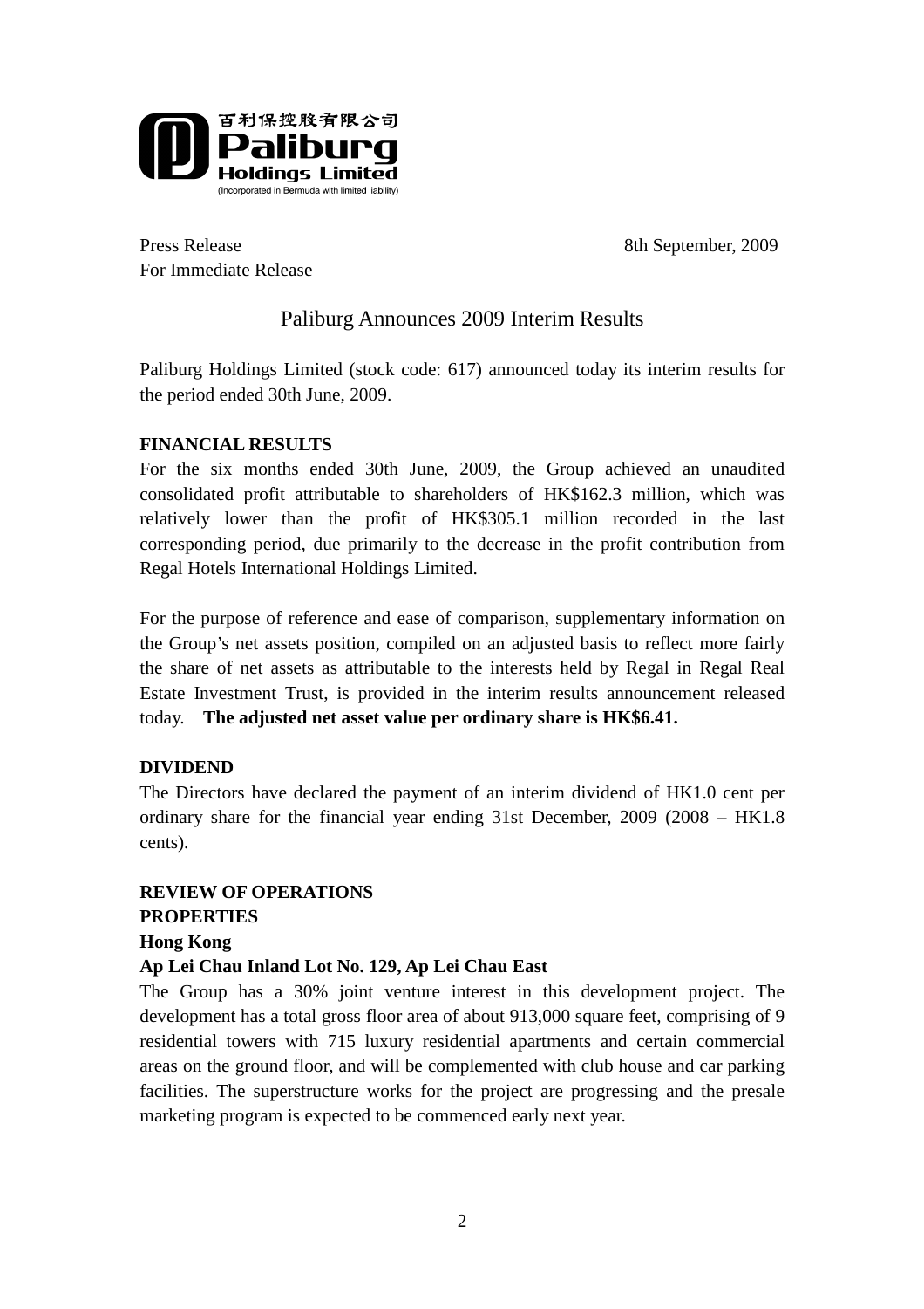百利保控股有限公司
**Paliburg Holdings Limited**
(Incorporated in Bermuda with limited liability)

Press Release
For Immediate Release

8th September, 2009

# Paliburg Announces 2009 Interim Results

Paliburg Holdings Limited (stock code: 617) announced today its interim results for the period ended 30th June, 2009.

**FINANCIAL RESULTS**

For the six months ended 30th June, 2009, the Group achieved an unaudited consolidated profit attributable to shareholders of HK$162.3 million, which was relatively lower than the profit of HK$305.1 million recorded in the last corresponding period, due primarily to the decrease in the profit contribution from Regal Hotels International Holdings Limited.

For the purpose of reference and ease of comparison, supplementary information on the Group's net assets position, compiled on an adjusted basis to reflect more fairly the share of net assets as attributable to the interests held by Regal in Regal Real Estate Investment Trust, is provided in the interim results announcement released today. **The adjusted net asset value per ordinary share is HK$6.41.**

**DIVIDEND**

The Directors have declared the payment of an interim dividend of HK1.0 cent per ordinary share for the financial year ending 31st December, 2009 (2008 – HK1.8 cents).

**REVIEW OF OPERATIONS**

**PROPERTIES**

**Hong Kong**

**Ap Lei Chau Inland Lot No. 129, Ap Lei Chau East**

The Group has a 30% joint venture interest in this development project. The development has a total gross floor area of about 913,000 square feet, comprising of 9 residential towers with 715 luxury residential apartments and certain commercial areas on the ground floor, and will be complemented with club house and car parking facilities. The superstructure works for the project are progressing and the presale marketing program is expected to be commenced early next year.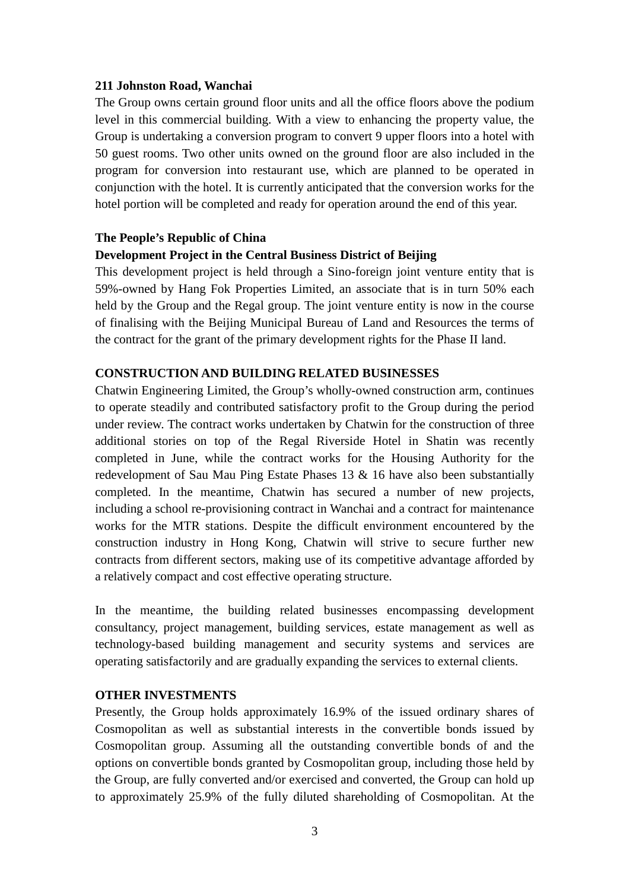**211 Johnston Road, Wanchai**

The Group owns certain ground floor units and all the office floors above the podium level in this commercial building. With a view to enhancing the property value, the Group is undertaking a conversion program to convert 9 upper floors into a hotel with 50 guest rooms. Two other units owned on the ground floor are also included in the program for conversion into restaurant use, which are planned to be operated in conjunction with the hotel. It is currently anticipated that the conversion works for the hotel portion will be completed and ready for operation around the end of this year.

**The People's Republic of China**

**Development Project in the Central Business District of Beijing**

This development project is held through a Sino-foreign joint venture entity that is 59%-owned by Hang Fok Properties Limited, an associate that is in turn 50% each held by the Group and the Regal group. The joint venture entity is now in the course of finalising with the Beijing Municipal Bureau of Land and Resources the terms of the contract for the grant of the primary development rights for the Phase II land.

**CONSTRUCTION AND BUILDING RELATED BUSINESSES**

Chatwin Engineering Limited, the Group's wholly-owned construction arm, continues to operate steadily and contributed satisfactory profit to the Group during the period under review. The contract works undertaken by Chatwin for the construction of three additional stories on top of the Regal Riverside Hotel in Shatin was recently completed in June, while the contract works for the Housing Authority for the redevelopment of Sau Mau Ping Estate Phases 13 & 16 have also been substantially completed. In the meantime, Chatwin has secured a number of new projects, including a school re-provisioning contract in Wanchai and a contract for maintenance works for the MTR stations. Despite the difficult environment encountered by the construction industry in Hong Kong, Chatwin will strive to secure further new contracts from different sectors, making use of its competitive advantage afforded by a relatively compact and cost effective operating structure.

In the meantime, the building related businesses encompassing development consultancy, project management, building services, estate management as well as technology-based building management and security systems and services are operating satisfactorily and are gradually expanding the services to external clients.

**OTHER INVESTMENTS**

Presently, the Group holds approximately 16.9% of the issued ordinary shares of Cosmopolitan as well as substantial interests in the convertible bonds issued by Cosmopolitan group. Assuming all the outstanding convertible bonds of and the options on convertible bonds granted by Cosmopolitan group, including those held by the Group, are fully converted and/or exercised and converted, the Group can hold up to approximately 25.9% of the fully diluted shareholding of Cosmopolitan. At the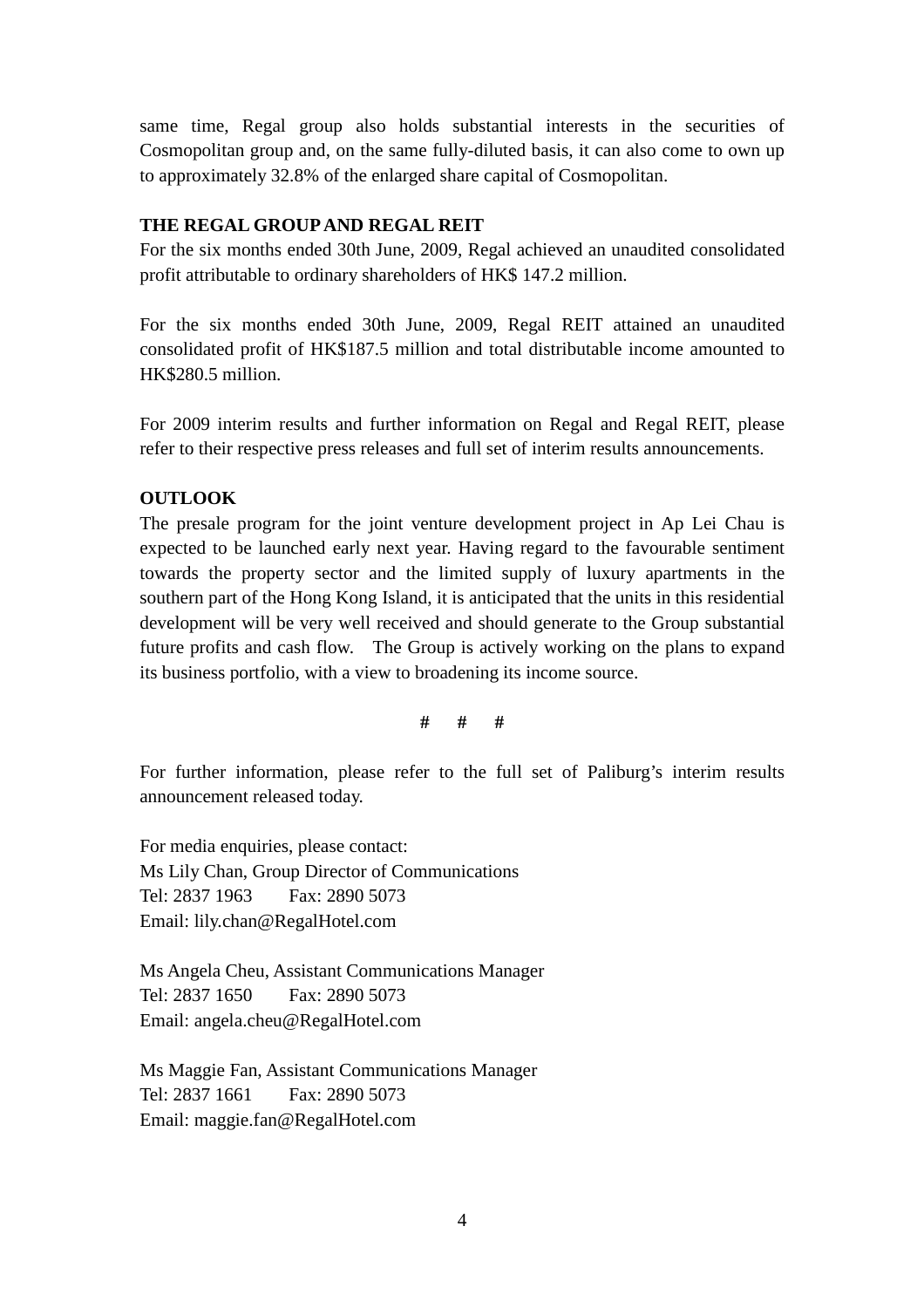same time, Regal group also holds substantial interests in the securities of Cosmopolitan group and, on the same fully-diluted basis, it can also come to own up to approximately 32.8% of the enlarged share capital of Cosmopolitan.

**THE REGAL GROUP AND REGAL REIT**

For the six months ended 30th June, 2009, Regal achieved an unaudited consolidated profit attributable to ordinary shareholders of HK$ 147.2 million.

For the six months ended 30th June, 2009, Regal REIT attained an unaudited consolidated profit of HK$187.5 million and total distributable income amounted to HK$280.5 million.

For 2009 interim results and further information on Regal and Regal REIT, please refer to their respective press releases and full set of interim results announcements.

**OUTLOOK**

The presale program for the joint venture development project in Ap Lei Chau is expected to be launched early next year. Having regard to the favourable sentiment towards the property sector and the limited supply of luxury apartments in the southern part of the Hong Kong Island, it is anticipated that the units in this residential development will be very well received and should generate to the Group substantial future profits and cash flow. The Group is actively working on the plans to expand its business portfolio, with a view to broadening its income source.

# # #

For further information, please refer to the full set of Paliburg's interim results announcement released today.

For media enquiries, please contact:
Ms Lily Chan, Group Director of Communications
Tel: 2837 1963 Fax: 2890 5073
Email: lily.chan@RegalHotel.com

Ms Angela Cheu, Assistant Communications Manager
Tel: 2837 1650 Fax: 2890 5073
Email: angela.cheu@RegalHotel.com

Ms Maggie Fan, Assistant Communications Manager
Tel: 2837 1661 Fax: 2890 5073
Email: maggie.fan@RegalHotel.com